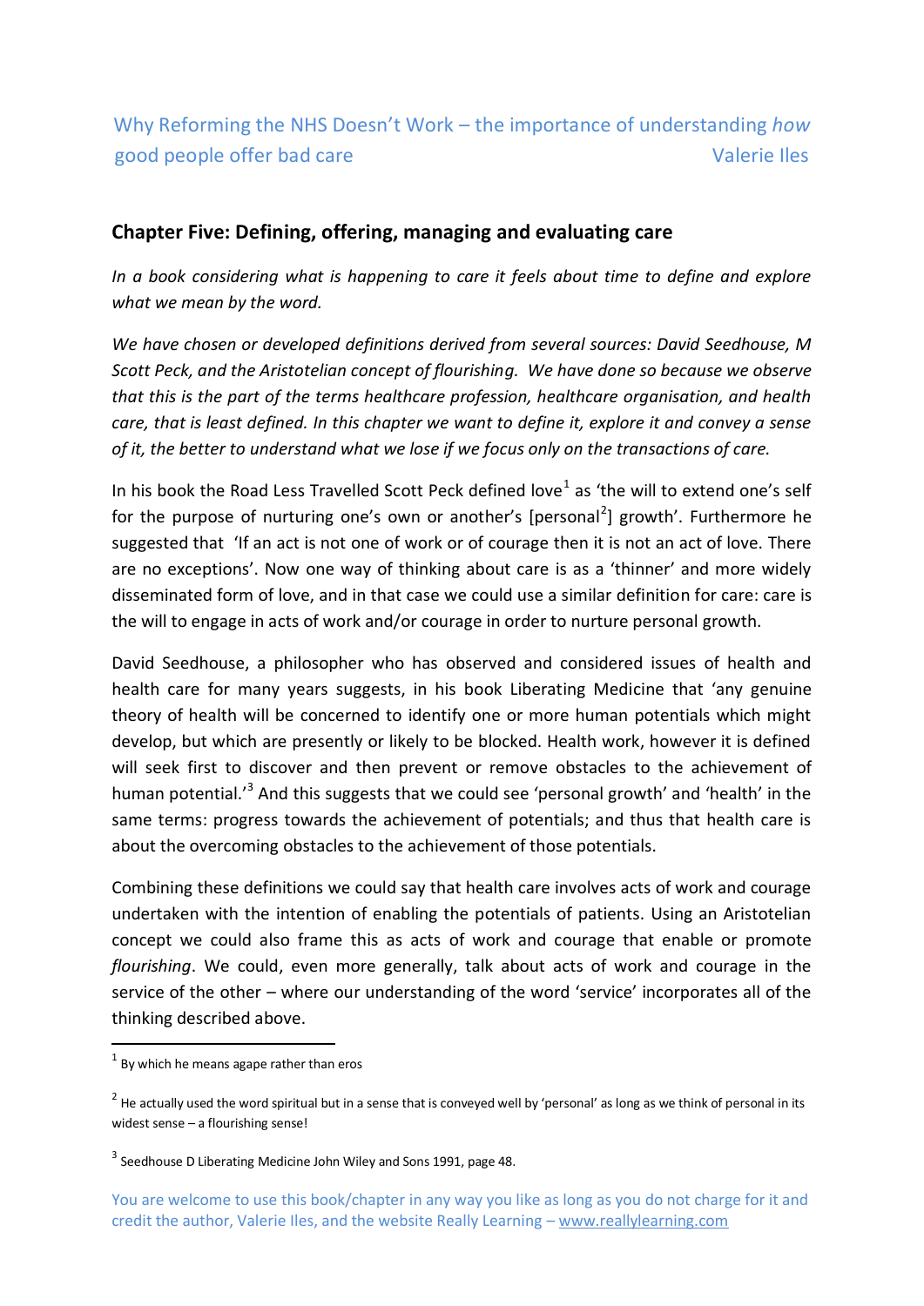Why Reforming the NHS Doesn't Work – the importance of understanding *how* good people offer bad care — Valerie Iles

## Chapter Five: Defining, offering, managing and evaluating care

*In a book considering what is happening to care it feels about time to define and explore what we mean by the word.*

*We have chosen or developed definitions derived from several sources: David Seedhouse, M Scott Peck, and the Aristotelian concept of flourishing. We have done so because we observe that this is the part of the terms healthcare profession, healthcare organisation, and health care, that is least defined. In this chapter we want to define it, explore it and convey a sense of it, the better to understand what we lose if we focus only on the transactions of care.*

In his book the Road Less Travelled Scott Peck defined love[1] as 'the will to extend one's self for the purpose of nurturing one's own or another's [personal[2]] growth'. Furthermore he suggested that 'If an act is not one of work or of courage then it is not an act of love. There are no exceptions'. Now one way of thinking about care is as a 'thinner' and more widely disseminated form of love, and in that case we could use a similar definition for care: care is the will to engage in acts of work and/or courage in order to nurture personal growth.

David Seedhouse, a philosopher who has observed and considered issues of health and health care for many years suggests, in his book Liberating Medicine that 'any genuine theory of health will be concerned to identify one or more human potentials which might develop, but which are presently or likely to be blocked. Health work, however it is defined will seek first to discover and then prevent or remove obstacles to the achievement of human potential.'[3] And this suggests that we could see 'personal growth' and 'health' in the same terms: progress towards the achievement of potentials; and thus that health care is about the overcoming obstacles to the achievement of those potentials.

Combining these definitions we could say that health care involves acts of work and courage undertaken with the intention of enabling the potentials of patients. Using an Aristotelian concept we could also frame this as acts of work and courage that enable or promote *flourishing*. We could, even more generally, talk about acts of work and courage in the service of the other – where our understanding of the word 'service' incorporates all of the thinking described above.

---

[1] By which he means agape rather than eros

[2] He actually used the word spiritual but in a sense that is conveyed well by 'personal' as long as we think of personal in its widest sense – a flourishing sense!

[3] Seedhouse D Liberating Medicine John Wiley and Sons 1991, page 48.

You are welcome to use this book/chapter in any way you like as long as you do not charge for it and credit the author, Valerie Iles, and the website Really Learning – www.reallylearning.com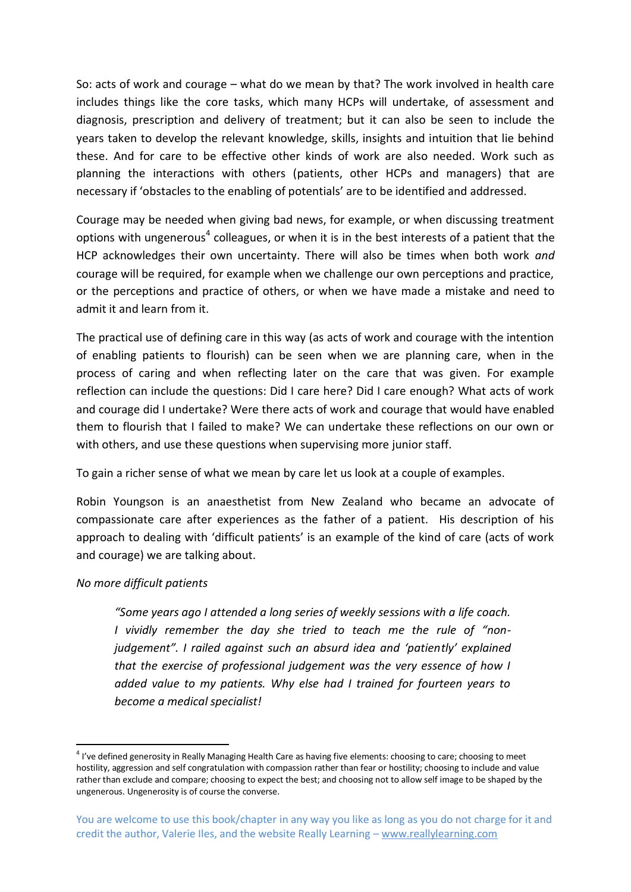So: acts of work and courage – what do we mean by that? The work involved in health care includes things like the core tasks, which many HCPs will undertake, of assessment and diagnosis, prescription and delivery of treatment; but it can also be seen to include the years taken to develop the relevant knowledge, skills, insights and intuition that lie behind these. And for care to be effective other kinds of work are also needed. Work such as planning the interactions with others (patients, other HCPs and managers) that are necessary if 'obstacles to the enabling of potentials' are to be identified and addressed.

Courage may be needed when giving bad news, for example, or when discussing treatment options with ungenerous[4] colleagues, or when it is in the best interests of a patient that the HCP acknowledges their own uncertainty. There will also be times when both work *and* courage will be required, for example when we challenge our own perceptions and practice, or the perceptions and practice of others, or when we have made a mistake and need to admit it and learn from it.

The practical use of defining care in this way (as acts of work and courage with the intention of enabling patients to flourish) can be seen when we are planning care, when in the process of caring and when reflecting later on the care that was given. For example reflection can include the questions: Did I care here? Did I care enough? What acts of work and courage did I undertake? Were there acts of work and courage that would have enabled them to flourish that I failed to make? We can undertake these reflections on our own or with others, and use these questions when supervising more junior staff.

To gain a richer sense of what we mean by care let us look at a couple of examples.

Robin Youngson is an anaesthetist from New Zealand who became an advocate of compassionate care after experiences as the father of a patient. His description of his approach to dealing with 'difficult patients' is an example of the kind of care (acts of work and courage) we are talking about.

*No more difficult patients*

> *"Some years ago I attended a long series of weekly sessions with a life coach. I vividly remember the day she tried to teach me the rule of "non-judgement". I railed against such an absurd idea and 'patiently' explained that the exercise of professional judgement was the very essence of how I added value to my patients. Why else had I trained for fourteen years to become a medical specialist!*

---

[4] I've defined generosity in Really Managing Health Care as having five elements: choosing to care; choosing to meet hostility, aggression and self congratulation with compassion rather than fear or hostility; choosing to include and value rather than exclude and compare; choosing to expect the best; and choosing not to allow self image to be shaped by the ungenerous. Ungenerosity is of course the converse.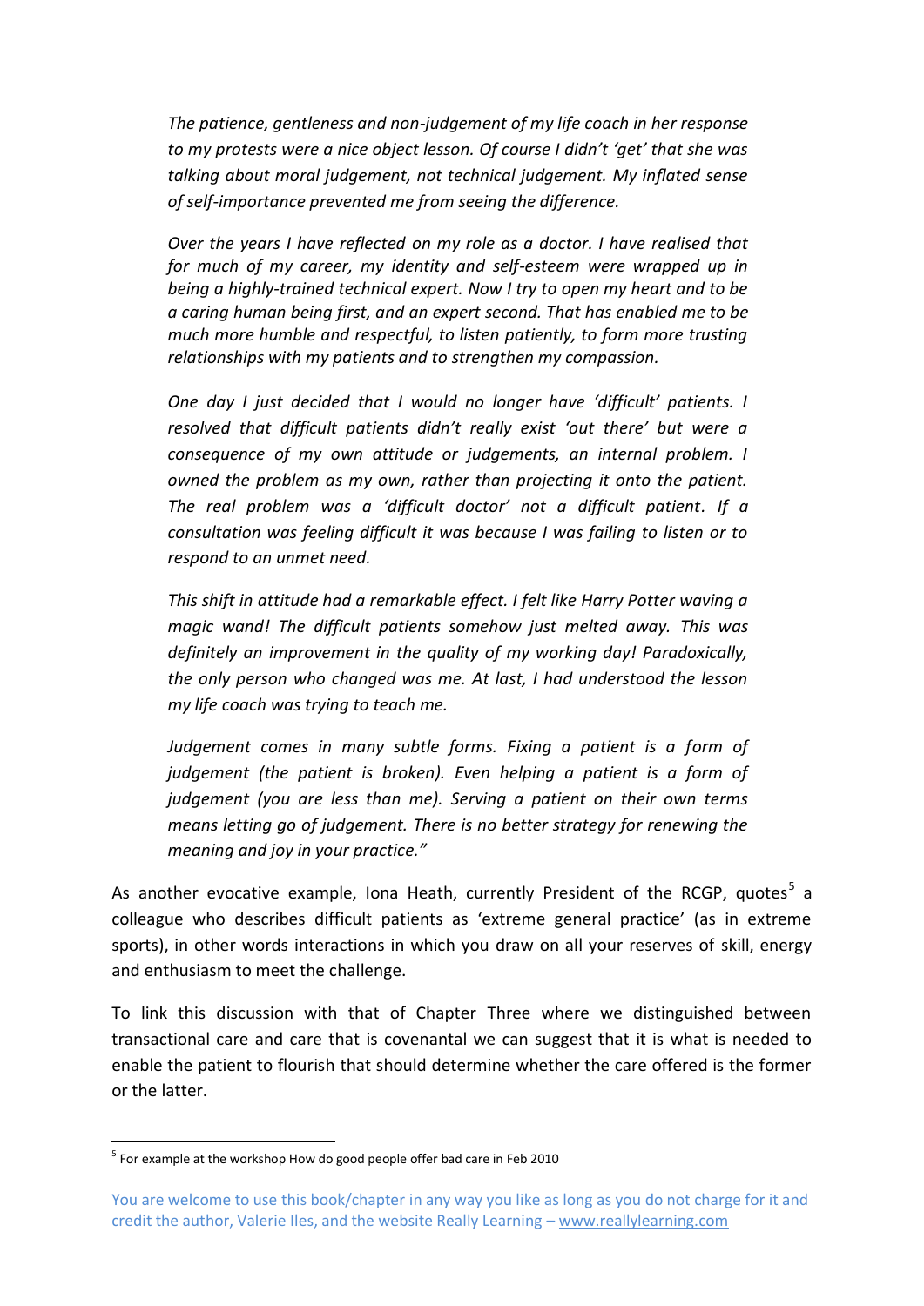*The patience, gentleness and non-judgement of my life coach in her response to my protests were a nice object lesson. Of course I didn't 'get' that she was talking about moral judgement, not technical judgement. My inflated sense of self-importance prevented me from seeing the difference.*

*Over the years I have reflected on my role as a doctor. I have realised that for much of my career, my identity and self-esteem were wrapped up in being a highly-trained technical expert. Now I try to open my heart and to be a caring human being first, and an expert second. That has enabled me to be much more humble and respectful, to listen patiently, to form more trusting relationships with my patients and to strengthen my compassion.*

*One day I just decided that I would no longer have 'difficult' patients. I resolved that difficult patients didn't really exist 'out there' but were a consequence of my own attitude or judgements, an internal problem. I owned the problem as my own, rather than projecting it onto the patient. The real problem was a 'difficult doctor' not a difficult patient. If a consultation was feeling difficult it was because I was failing to listen or to respond to an unmet need.*

*This shift in attitude had a remarkable effect. I felt like Harry Potter waving a magic wand! The difficult patients somehow just melted away. This was definitely an improvement in the quality of my working day! Paradoxically, the only person who changed was me. At last, I had understood the lesson my life coach was trying to teach me.*

*Judgement comes in many subtle forms. Fixing a patient is a form of judgement (the patient is broken). Even helping a patient is a form of judgement (you are less than me). Serving a patient on their own terms means letting go of judgement. There is no better strategy for renewing the meaning and joy in your practice."*

As another evocative example, Iona Heath, currently President of the RCGP, quotes[5] a colleague who describes difficult patients as 'extreme general practice' (as in extreme sports), in other words interactions in which you draw on all your reserves of skill, energy and enthusiasm to meet the challenge.

To link this discussion with that of Chapter Three where we distinguished between transactional care and care that is covenantal we can suggest that it is what is needed to enable the patient to flourish that should determine whether the care offered is the former or the latter.

[5] For example at the workshop How do good people offer bad care in Feb 2010

You are welcome to use this book/chapter in any way you like as long as you do not charge for it and credit the author, Valerie Iles, and the website Really Learning – www.reallylearning.com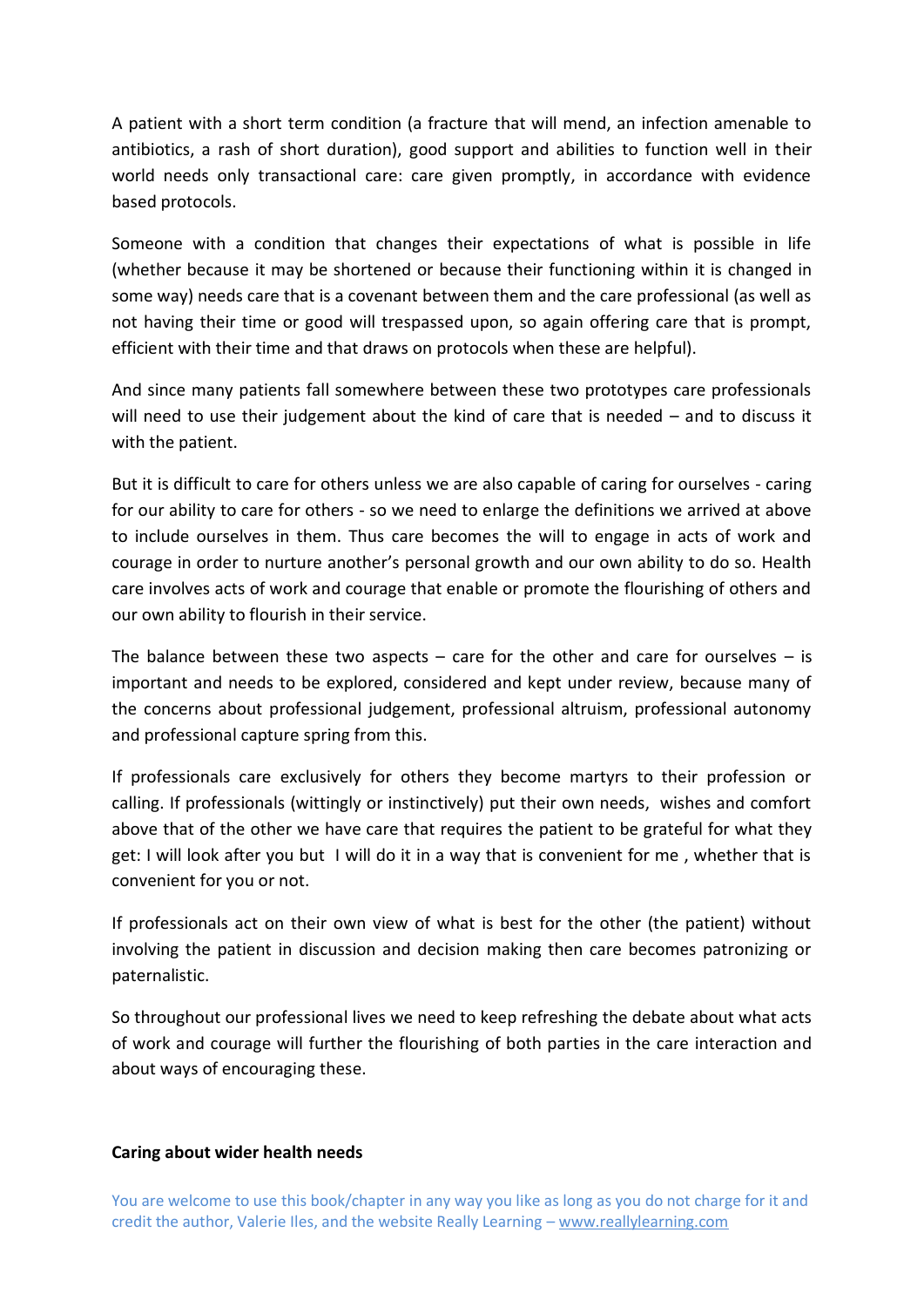A patient with a short term condition (a fracture that will mend, an infection amenable to antibiotics, a rash of short duration), good support and abilities to function well in their world needs only transactional care: care given promptly, in accordance with evidence based protocols.

Someone with a condition that changes their expectations of what is possible in life (whether because it may be shortened or because their functioning within it is changed in some way) needs care that is a covenant between them and the care professional (as well as not having their time or good will trespassed upon, so again offering care that is prompt, efficient with their time and that draws on protocols when these are helpful).

And since many patients fall somewhere between these two prototypes care professionals will need to use their judgement about the kind of care that is needed – and to discuss it with the patient.

But it is difficult to care for others unless we are also capable of caring for ourselves - caring for our ability to care for others - so we need to enlarge the definitions we arrived at above to include ourselves in them. Thus care becomes the will to engage in acts of work and courage in order to nurture another's personal growth and our own ability to do so. Health care involves acts of work and courage that enable or promote the flourishing of others and our own ability to flourish in their service.

The balance between these two aspects – care for the other and care for ourselves – is important and needs to be explored, considered and kept under review, because many of the concerns about professional judgement, professional altruism, professional autonomy and professional capture spring from this.

If professionals care exclusively for others they become martyrs to their profession or calling. If professionals (wittingly or instinctively) put their own needs, wishes and comfort above that of the other we have care that requires the patient to be grateful for what they get: I will look after you but I will do it in a way that is convenient for me , whether that is convenient for you or not.

If professionals act on their own view of what is best for the other (the patient) without involving the patient in discussion and decision making then care becomes patronizing or paternalistic.

So throughout our professional lives we need to keep refreshing the debate about what acts of work and courage will further the flourishing of both parties in the care interaction and about ways of encouraging these.

**Caring about wider health needs**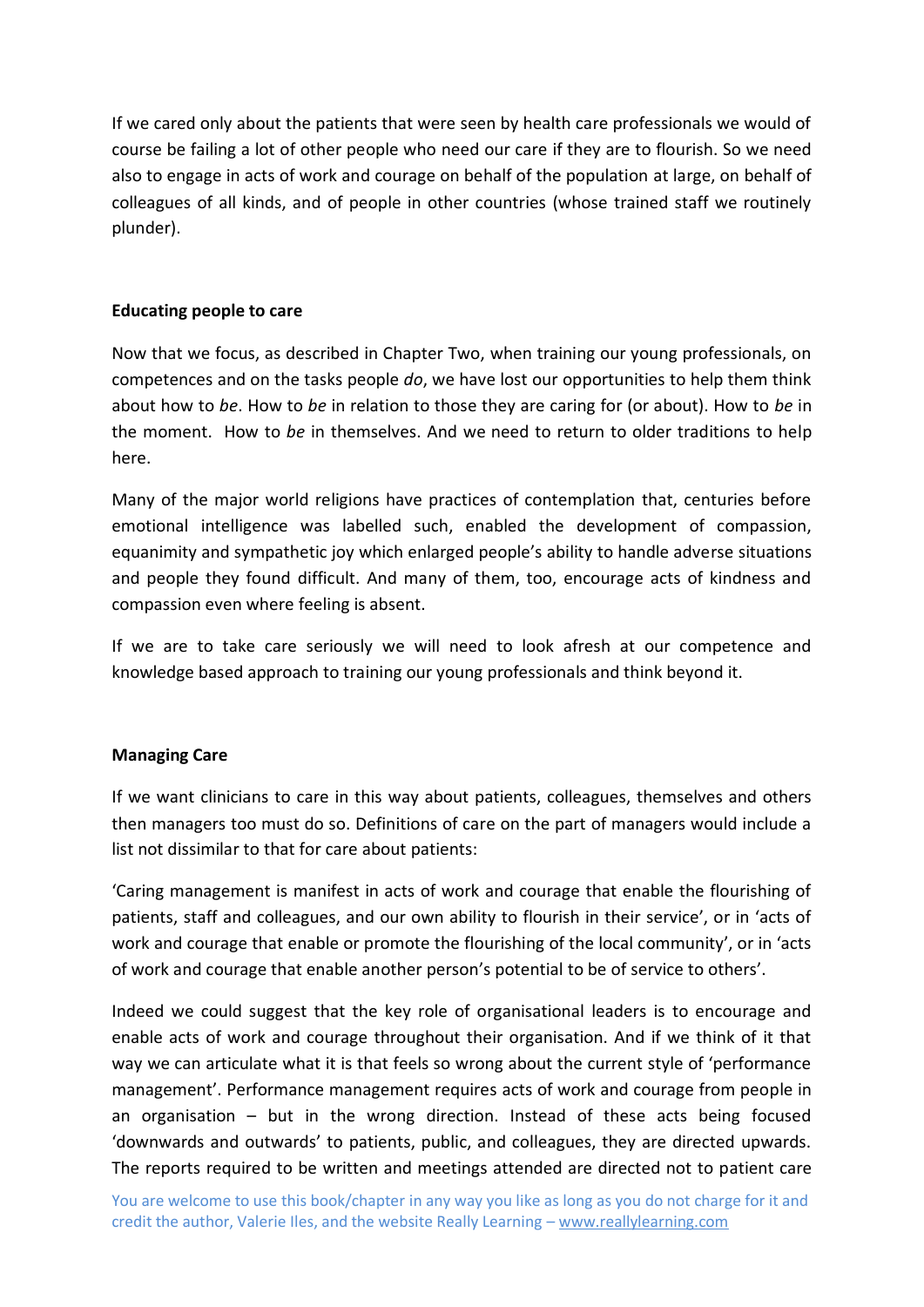If we cared only about the patients that were seen by health care professionals we would of course be failing a lot of other people who need our care if they are to flourish. So we need also to engage in acts of work and courage on behalf of the population at large, on behalf of colleagues of all kinds, and of people in other countries (whose trained staff we routinely plunder).

### Educating people to care

Now that we focus, as described in Chapter Two, when training our young professionals, on competences and on the tasks people *do*, we have lost our opportunities to help them think about how to *be*. How to *be* in relation to those they are caring for (or about). How to *be* in the moment. How to *be* in themselves. And we need to return to older traditions to help here.

Many of the major world religions have practices of contemplation that, centuries before emotional intelligence was labelled such, enabled the development of compassion, equanimity and sympathetic joy which enlarged people's ability to handle adverse situations and people they found difficult. And many of them, too, encourage acts of kindness and compassion even where feeling is absent.

If we are to take care seriously we will need to look afresh at our competence and knowledge based approach to training our young professionals and think beyond it.

### Managing Care

If we want clinicians to care in this way about patients, colleagues, themselves and others then managers too must do so. Definitions of care on the part of managers would include a list not dissimilar to that for care about patients:

'Caring management is manifest in acts of work and courage that enable the flourishing of patients, staff and colleagues, and our own ability to flourish in their service', or in 'acts of work and courage that enable or promote the flourishing of the local community', or in 'acts of work and courage that enable another person's potential to be of service to others'.

Indeed we could suggest that the key role of organisational leaders is to encourage and enable acts of work and courage throughout their organisation. And if we think of it that way we can articulate what it is that feels so wrong about the current style of 'performance management'. Performance management requires acts of work and courage from people in an organisation – but in the wrong direction. Instead of these acts being focused 'downwards and outwards' to patients, public, and colleagues, they are directed upwards. The reports required to be written and meetings attended are directed not to patient care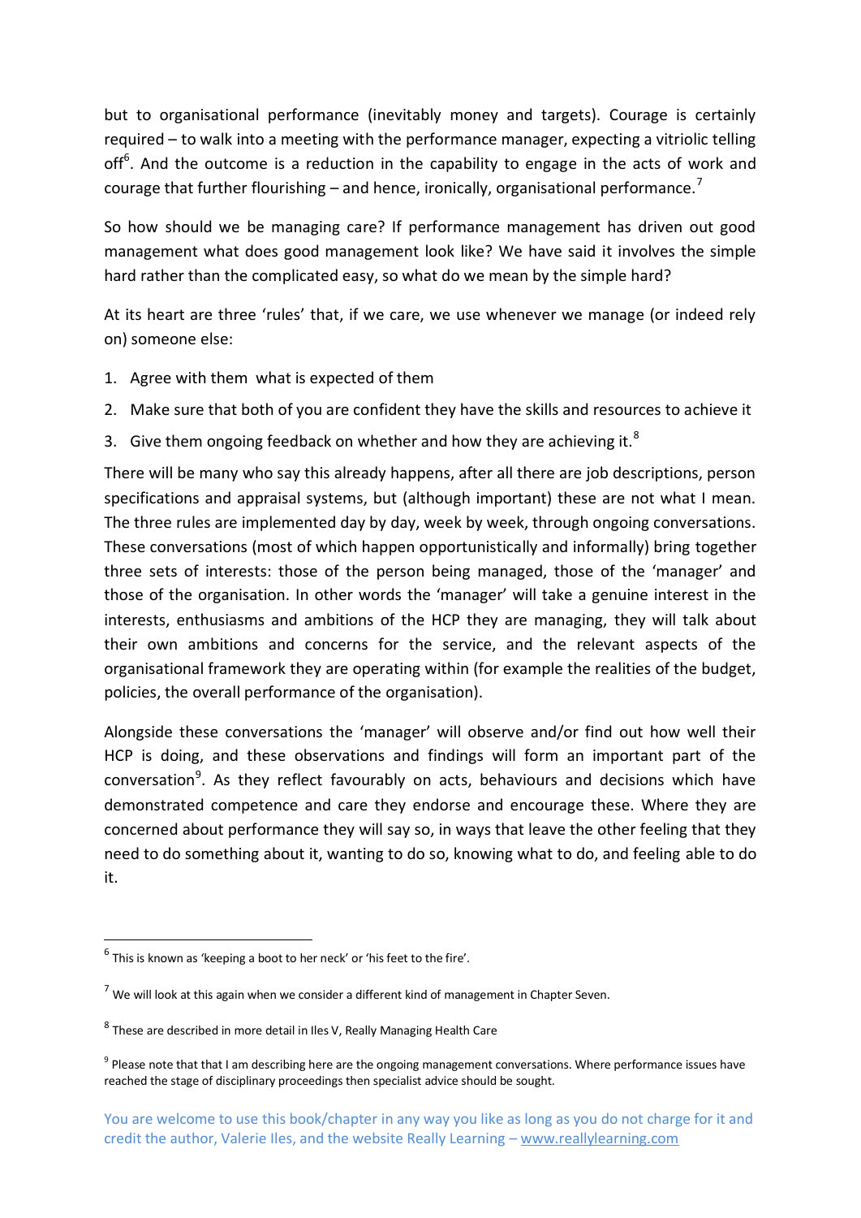but to organisational performance (inevitably money and targets). Courage is certainly required – to walk into a meeting with the performance manager, expecting a vitriolic telling off[6]. And the outcome is a reduction in the capability to engage in the acts of work and courage that further flourishing – and hence, ironically, organisational performance.[7]

So how should we be managing care? If performance management has driven out good management what does good management look like? We have said it involves the simple hard rather than the complicated easy, so what do we mean by the simple hard?

At its heart are three 'rules' that, if we care, we use whenever we manage (or indeed rely on) someone else:

1. Agree with them what is expected of them
2. Make sure that both of you are confident they have the skills and resources to achieve it
3. Give them ongoing feedback on whether and how they are achieving it.[8]

There will be many who say this already happens, after all there are job descriptions, person specifications and appraisal systems, but (although important) these are not what I mean. The three rules are implemented day by day, week by week, through ongoing conversations. These conversations (most of which happen opportunistically and informally) bring together three sets of interests: those of the person being managed, those of the 'manager' and those of the organisation. In other words the 'manager' will take a genuine interest in the interests, enthusiasms and ambitions of the HCP they are managing, they will talk about their own ambitions and concerns for the service, and the relevant aspects of the organisational framework they are operating within (for example the realities of the budget, policies, the overall performance of the organisation).

Alongside these conversations the 'manager' will observe and/or find out how well their HCP is doing, and these observations and findings will form an important part of the conversation[9]. As they reflect favourably on acts, behaviours and decisions which have demonstrated competence and care they endorse and encourage these. Where they are concerned about performance they will say so, in ways that leave the other feeling that they need to do something about it, wanting to do so, knowing what to do, and feeling able to do it.

---

[6] This is known as 'keeping a boot to her neck' or 'his feet to the fire'.

[7] We will look at this again when we consider a different kind of management in Chapter Seven.

[8] These are described in more detail in Iles V, Really Managing Health Care

[9] Please note that that I am describing here are the ongoing management conversations. Where performance issues have reached the stage of disciplinary proceedings then specialist advice should be sought.

You are welcome to use this book/chapter in any way you like as long as you do not charge for it and credit the author, Valerie Iles, and the website Really Learning – www.reallylearning.com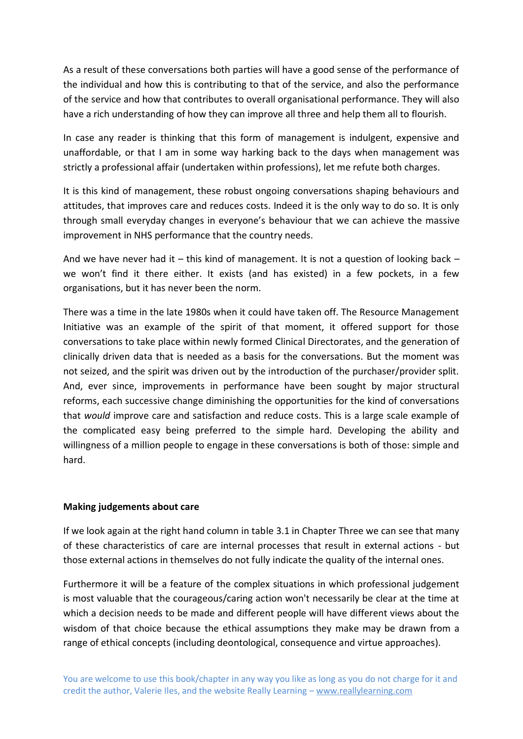As a result of these conversations both parties will have a good sense of the performance of the individual and how this is contributing to that of the service, and also the performance of the service and how that contributes to overall organisational performance. They will also have a rich understanding of how they can improve all three and help them all to flourish.

In case any reader is thinking that this form of management is indulgent, expensive and unaffordable, or that I am in some way harking back to the days when management was strictly a professional affair (undertaken within professions), let me refute both charges.

It is this kind of management, these robust ongoing conversations shaping behaviours and attitudes, that improves care and reduces costs. Indeed it is the only way to do so. It is only through small everyday changes in everyone's behaviour that we can achieve the massive improvement in NHS performance that the country needs.

And we have never had it – this kind of management. It is not a question of looking back – we won't find it there either. It exists (and has existed) in a few pockets, in a few organisations, but it has never been the norm.

There was a time in the late 1980s when it could have taken off. The Resource Management Initiative was an example of the spirit of that moment, it offered support for those conversations to take place within newly formed Clinical Directorates, and the generation of clinically driven data that is needed as a basis for the conversations. But the moment was not seized, and the spirit was driven out by the introduction of the purchaser/provider split. And, ever since, improvements in performance have been sought by major structural reforms, each successive change diminishing the opportunities for the kind of conversations that *would* improve care and satisfaction and reduce costs. This is a large scale example of the complicated easy being preferred to the simple hard. Developing the ability and willingness of a million people to engage in these conversations is both of those: simple and hard.

**Making judgements about care**

If we look again at the right hand column in table 3.1 in Chapter Three we can see that many of these characteristics of care are internal processes that result in external actions - but those external actions in themselves do not fully indicate the quality of the internal ones.

Furthermore it will be a feature of the complex situations in which professional judgement is most valuable that the courageous/caring action won't necessarily be clear at the time at which a decision needs to be made and different people will have different views about the wisdom of that choice because the ethical assumptions they make may be drawn from a range of ethical concepts (including deontological, consequence and virtue approaches).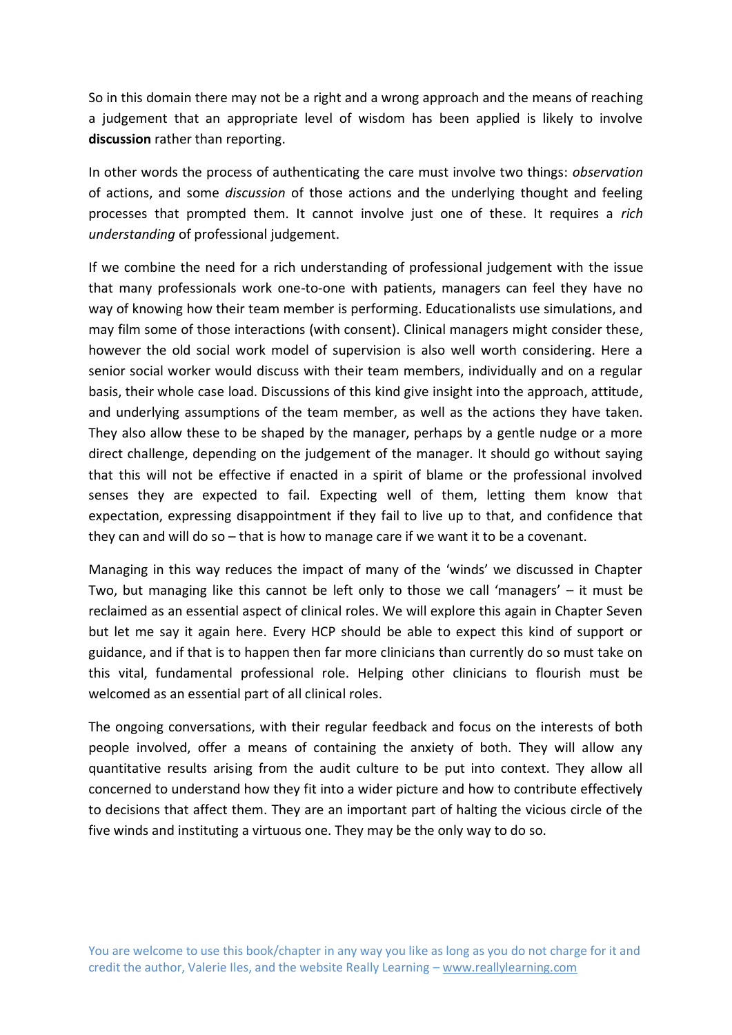So in this domain there may not be a right and a wrong approach and the means of reaching a judgement that an appropriate level of wisdom has been applied is likely to involve **discussion** rather than reporting.

In other words the process of authenticating the care must involve two things: *observation* of actions, and some *discussion* of those actions and the underlying thought and feeling processes that prompted them. It cannot involve just one of these. It requires a *rich understanding* of professional judgement.

If we combine the need for a rich understanding of professional judgement with the issue that many professionals work one-to-one with patients, managers can feel they have no way of knowing how their team member is performing. Educationalists use simulations, and may film some of those interactions (with consent). Clinical managers might consider these, however the old social work model of supervision is also well worth considering. Here a senior social worker would discuss with their team members, individually and on a regular basis, their whole case load. Discussions of this kind give insight into the approach, attitude, and underlying assumptions of the team member, as well as the actions they have taken. They also allow these to be shaped by the manager, perhaps by a gentle nudge or a more direct challenge, depending on the judgement of the manager. It should go without saying that this will not be effective if enacted in a spirit of blame or the professional involved senses they are expected to fail. Expecting well of them, letting them know that expectation, expressing disappointment if they fail to live up to that, and confidence that they can and will do so – that is how to manage care if we want it to be a covenant.

Managing in this way reduces the impact of many of the 'winds' we discussed in Chapter Two, but managing like this cannot be left only to those we call 'managers' – it must be reclaimed as an essential aspect of clinical roles. We will explore this again in Chapter Seven but let me say it again here. Every HCP should be able to expect this kind of support or guidance, and if that is to happen then far more clinicians than currently do so must take on this vital, fundamental professional role. Helping other clinicians to flourish must be welcomed as an essential part of all clinical roles.

The ongoing conversations, with their regular feedback and focus on the interests of both people involved, offer a means of containing the anxiety of both. They will allow any quantitative results arising from the audit culture to be put into context. They allow all concerned to understand how they fit into a wider picture and how to contribute effectively to decisions that affect them. They are an important part of halting the vicious circle of the five winds and instituting a virtuous one. They may be the only way to do so.